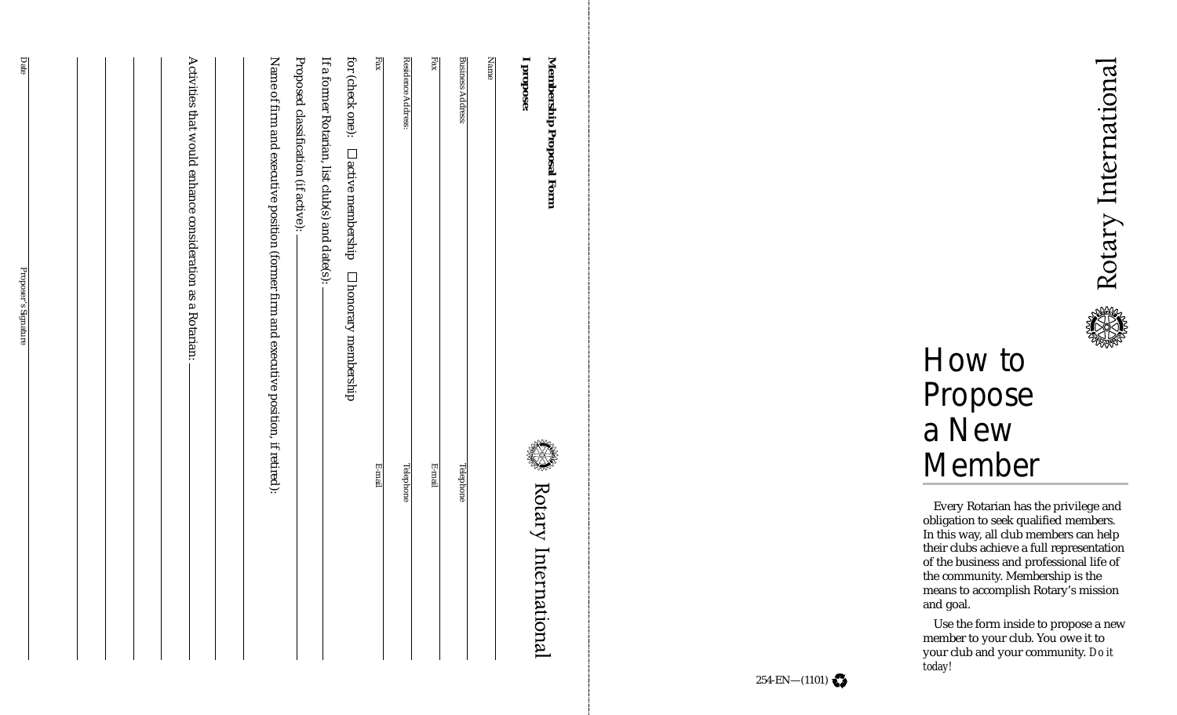# Rotary International

## How to Propose a New Member

Every Rotarian has the privilege and obligation to seek qualified members. In this way, all club members can help their clubs achieve a full representation of the business and professional life of the community. Membership is the means to accomplish Rotary's mission and goal.

Use the form inside to propose a new member to your club. You owe it to your club and your community. *Do it today!*

254-EN—(1101)

---

Rotary International

**Membership Proposal Form**

**I propose:**

Name ______________________________

Business Address ______________________________ Telephone ______________________________

Fax ______________________________ E-mail ______________________________

Residence Address: ______________________________ Telephone ______________________________

Fax ______________________________ E-mail ______________________________

for (check one): ☐ active membership ☐ honorary membership

If a former Rotarian, list club(s) and date(s): ______________________________

Proposed classification (if active): ______________________________

Name of firm and executive position (former firm and executive position, if retired): ______________________________

______________________________

Activities that would enhance consideration as a Rotarian: ______________________________

______________________________

______________________________

______________________________

______________________________

Date ______________________________ Proposer's Signature ______________________________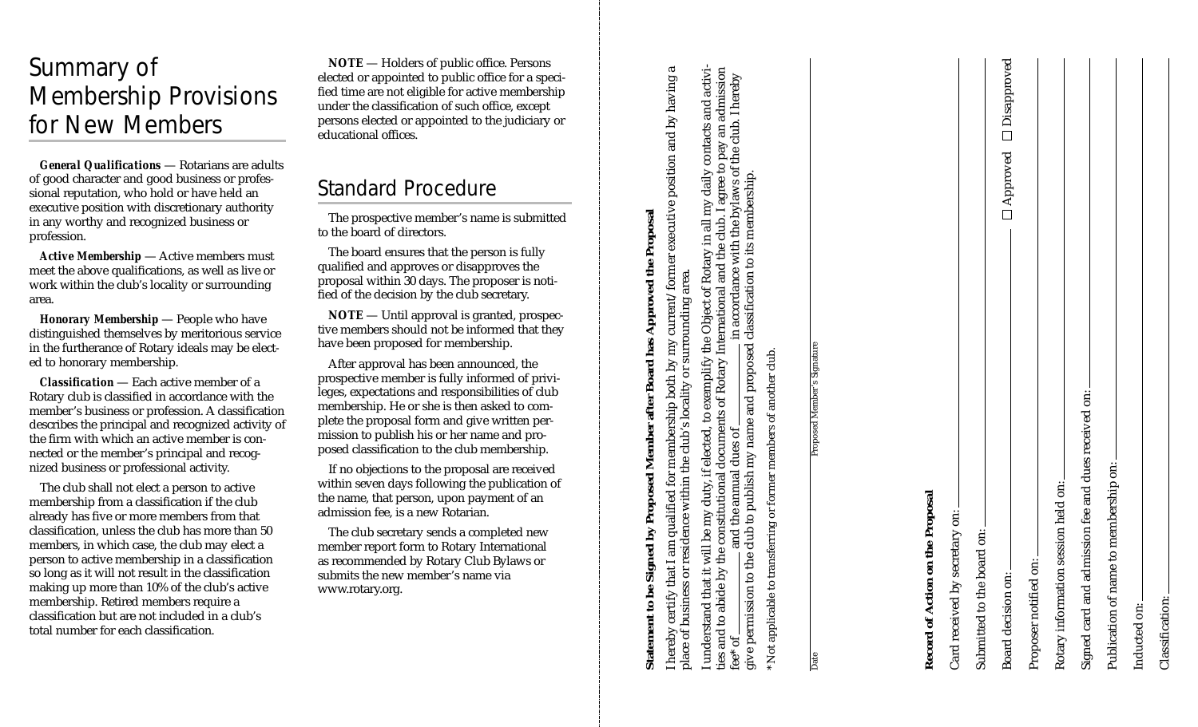# Summary of Membership Provisions for New Members

***General Qualifications*** — Rotarians are adults of good character and good business or professional reputation, who hold or have held an executive position with discretionary authority in any worthy and recognized business or profession.

***Active Membership*** — Active members must meet the above qualifications, as well as live or work within the club's locality or surrounding area.

***Honorary Membership*** — People who have distinguished themselves by meritorious service in the furtherance of Rotary ideals may be elected to honorary membership.

***Classification*** — Each active member of a Rotary club is classified in accordance with the member's business or profession. A classification describes the principal and recognized activity of the firm with which an active member is connected or the member's principal and recognized business or professional activity.

The club shall not elect a person to active membership from a classification if the club already has five or more members from that classification, unless the club has more than 50 members, in which case, the club may elect a person to active membership in a classification so long as it will not result in the classification making up more than 10% of the club's active membership. Retired members require a classification but are not included in a club's total number for each classification.

***NOTE*** — Holders of public office. Persons elected or appointed to public office for a specified time are not eligible for active membership under the classification of such office, except persons elected or appointed to the judiciary or educational offices.

## Standard Procedure

The prospective member's name is submitted to the board of directors.

The board ensures that the person is fully qualified and approves or disapproves the proposal within 30 days. The proposer is notified of the decision by the club secretary.

***NOTE*** — Until approval is granted, prospective members should not be informed that they have been proposed for membership.

After approval has been announced, the prospective member is fully informed of privileges, expectations and responsibilities of club membership. He or she is then asked to complete the proposal form and give written permission to publish his or her name and proposed classification to the club membership.

If no objections to the proposal are received within seven days following the publication of the name, that person, upon payment of an admission fee, is a new Rotarian.

The club secretary sends a completed new member report form to Rotary International as recommended by Rotary Club Bylaws or submits the new member's name via www.rotary.org.

**Statement to be Signed by Proposed Member after Board has Approved the Proposal**

I hereby certify that I am qualified for membership both by my current/ former executive position and by having a place of business or residence within the club's locality or surrounding area.

I understand that it will be my duty, if elected, to exemplify the Object of Rotary in all my daily contacts and activities and to abide by the constitutional documents of Rotary International and the club. I agree to pay an admission fee* of __________ and the annual dues of __________ in accordance with the bylaws of the club. I hereby give permission to the club to publish my name and proposed classification to its membership.

*Not applicable to transferring or former members of another club.

Date __________ Proposed Member's Signature __________

**Record of Action on the Proposal**

Card received by secretary on: __________

Submitted to the board on: __________

Board decision on: __________ ☐ Approved ☐ Disapproved

Proposer notified on: __________

Rotary information session held on: __________

Signed card and admission fee and dues received on: __________

Publication of name to membership on: __________

Inducted on: __________

Classification: __________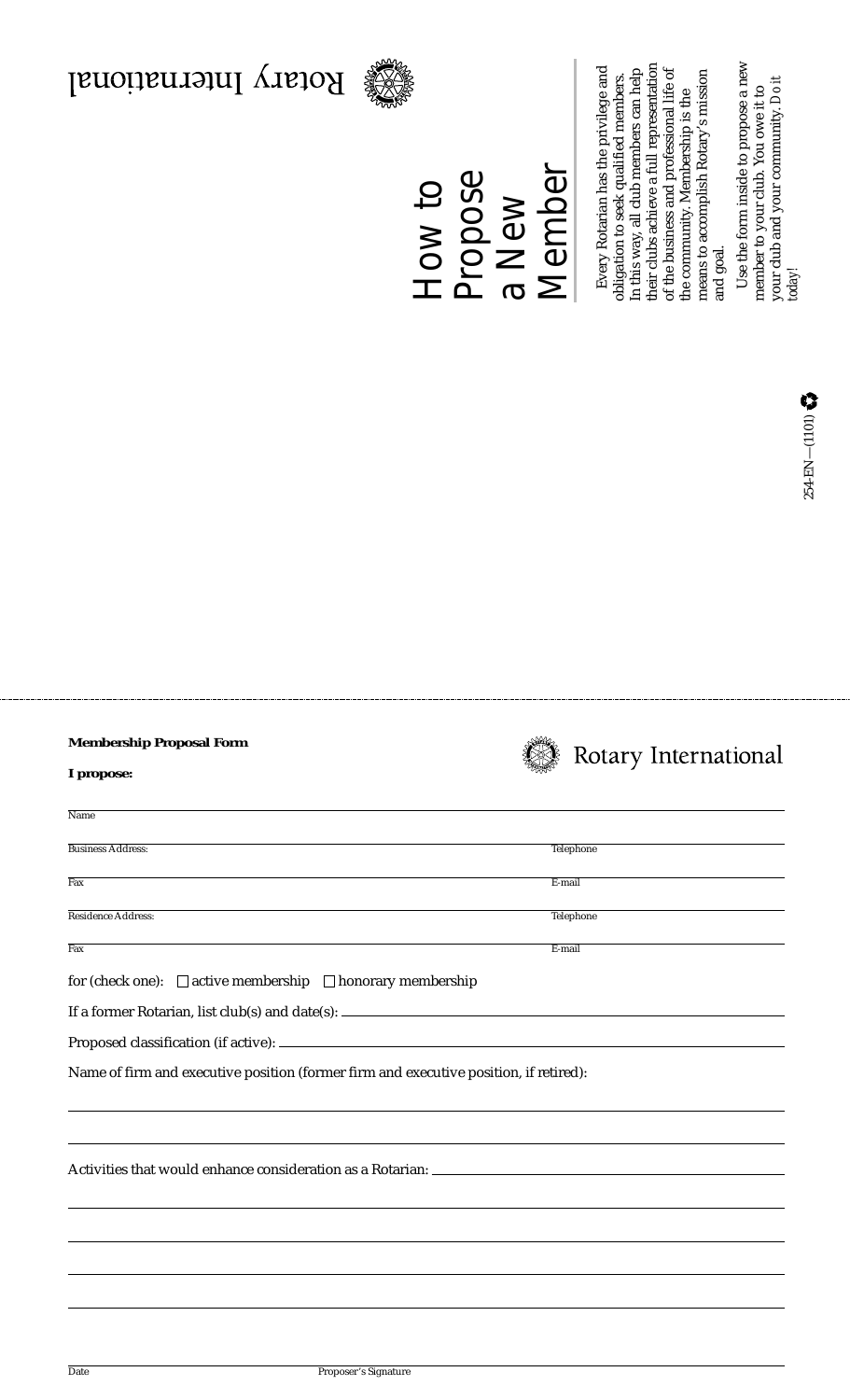Rotary International

# How to Propose a New Member

Every Rotarian has the privilege and obligation to seek qualified members. In this way, all club members can help their clubs achieve a full representation of the business and professional life of the community. Membership is the means to accomplish Rotary's mission and goal.

Use the form inside to propose a new member to your club. You owe it to your club and your community. Do it today!

254-EN—(1101)

---

**Membership Proposal Form**

Rotary International

**I propose:**

Name _______________________________________________

Business Address: _______________________ Telephone _______________________

Fax _______________________ E-mail _______________________

Residence Address: _______________________ Telephone _______________________

Fax _______________________ E-mail _______________________

for (check one): ☐ active membership ☐ honorary membership

If a former Rotarian, list club(s) and date(s): _______________________

Proposed classification (if active): _______________________

Name of firm and executive position (former firm and executive position, if retired):

_______________________________________________

_______________________________________________

Activities that would enhance consideration as a Rotarian: _______________________

_______________________________________________

_______________________________________________

_______________________________________________

_______________________________________________

Date _______________________ Proposer's Signature _______________________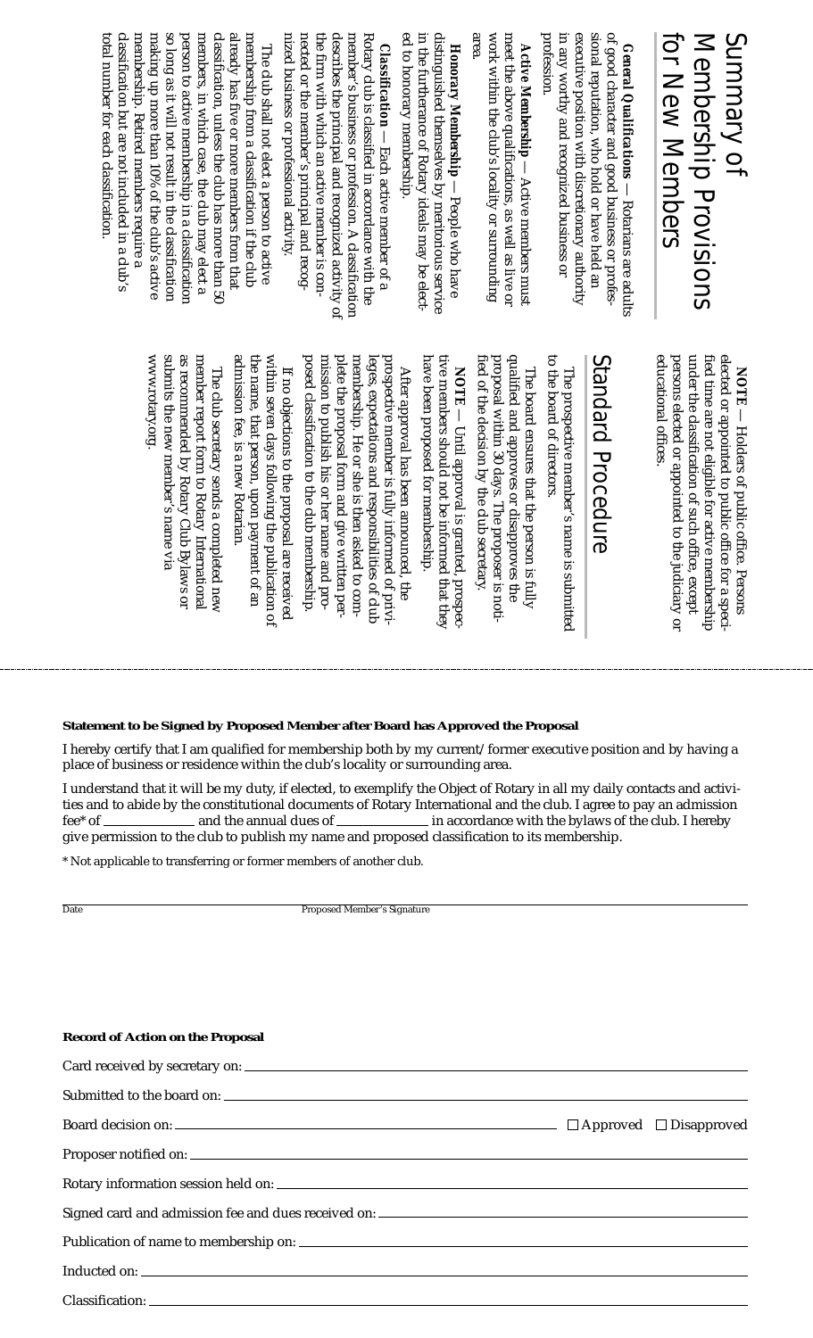# Summary of Membership Provisions for New Members

**General Qualifications** — Rotarians are adults of good character and good business or professional reputation, who hold or have held an executive position with discretionary authority in any worthy and recognized business or profession.

**Active Membership** — Active members must meet the above qualifications, as well as live or work within the club's locality or surrounding area.

**Honorary Membership** — People who have distinguished themselves by meritorious service in the furtherance of Rotary ideals may be elected to honorary membership.

**Classification** — Each active member of a Rotary club is classified in accordance with the member's business or profession. A classification describes the principal and recognized activity of the firm with which an active member is connected or the member's principal and recognized business or professional activity.

The club shall not elect a person to active membership from a classification if the club already has five or more members from that classification, unless the club has more than 50 members, in which case the club may elect a person to active membership in a classification so long as it will not result in the classification making up more than 10% of the club's active membership. Retired members require a classification but are not included in a club's total number for each classification.

**NOTE** — Holders of public office. Persons elected or appointed to public office for a specified time are not eligible for active membership under the classification of such office, except persons elected or appointed to the judiciary or educational offices.

## Standard Procedure

The prospective member's name is submitted to the board of directors.

The board ensures that the person is fully qualified and approves or disapproves the proposal within 30 days. The proposer is notified of the decision by the club secretary.

**NOTE** — Until approval is granted, prospective members should not be informed that they have been proposed for membership.

After approval has been announced, the prospective member is fully informed of privileges, expectations and responsibilities of club membership. He or she is then asked to complete the proposal form and give written permission to publish his or her name and proposed classification to the club membership.

If no objections to the proposal are received within seven days following the publication of the name, that person, upon payment of an admission fee, is a new Rotarian.

The club secretary sends a completed new member report form to Rotary International as recommended by Rotary Club Bylaws or submits the new member's name via www.rotary.org.

---

**Statement to be Signed by Proposed Member after Board has Approved the Proposal**

I hereby certify that I am qualified for membership both by my current/former executive position and by having a place of business or residence within the club's locality or surrounding area.

I understand that it will be my duty, if elected, to exemplify the Object of Rotary in all my daily contacts and activities and to abide by the constitutional documents of Rotary International and the club. I agree to pay an admission fee* of _____________ and the annual dues of _____________ in accordance with the bylaws of the club. I hereby give permission to the club to publish my name and proposed classification to its membership.

* Not applicable to transferring or former members of another club.

Date _____________ Proposed Member's Signature _____________

**Record of Action on the Proposal**

Card received by secretary on: _____________

Submitted to the board on: _____________

Board decision on: _____________ ☐ Approved ☐ Disapproved

Proposer notified on: _____________

Rotary information session held on: _____________

Signed card and admission fee and dues received on: _____________

Publication of name to membership on: _____________

Inducted on: _____________

Classification: _____________